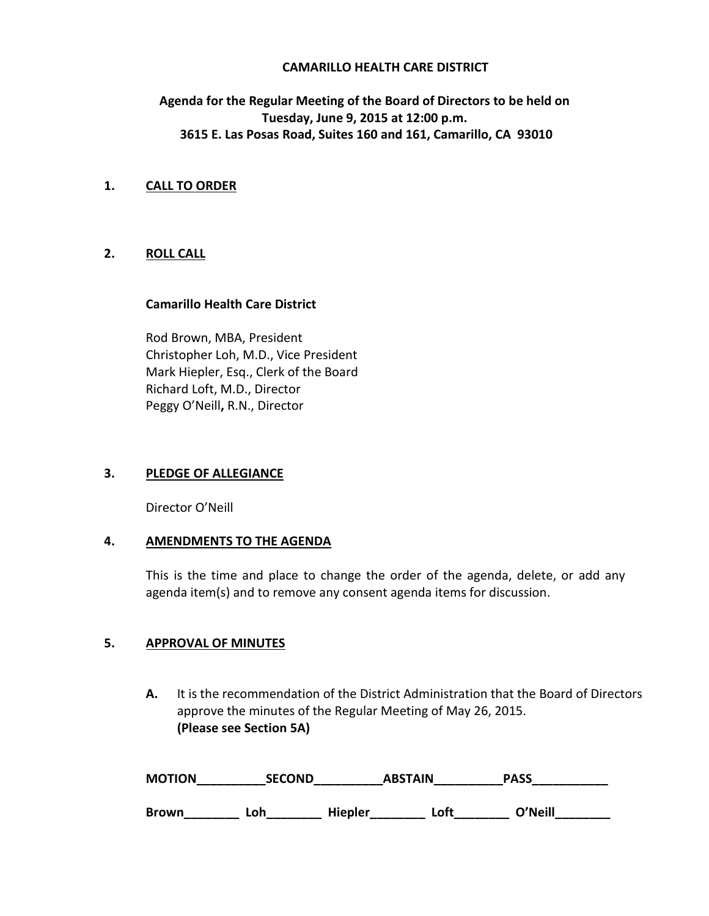# CAMARILLO HEALTH CARE DISTRICT

**Agenda for the Regular Meeting of the Board of Directors to be held on**
**Tuesday, June 9, 2015 at 12:00 p.m.**
**3615 E. Las Posas Road, Suites 160 and 161, Camarillo, CA 93010**

## 1. CALL TO ORDER

## 2. ROLL CALL

**Camarillo Health Care District**

Rod Brown, MBA, President
Christopher Loh, M.D., Vice President
Mark Hiepler, Esq., Clerk of the Board
Richard Loft, M.D., Director
Peggy O'Neill**,** R.N., Director

## 3. PLEDGE OF ALLEGIANCE

Director O'Neill

## 4. AMENDMENTS TO THE AGENDA

This is the time and place to change the order of the agenda, delete, or add any agenda item(s) and to remove any consent agenda items for discussion.

## 5. APPROVAL OF MINUTES

**A.** It is the recommendation of the District Administration that the Board of Directors approve the minutes of the Regular Meeting of May 26, 2015.
**(Please see Section 5A)**

**MOTION**__________**SECOND**__________**ABSTAIN**__________**PASS**___________

**Brown**________ **Loh**________ **Hiepler**________ **Loft**________ **O'Neill**________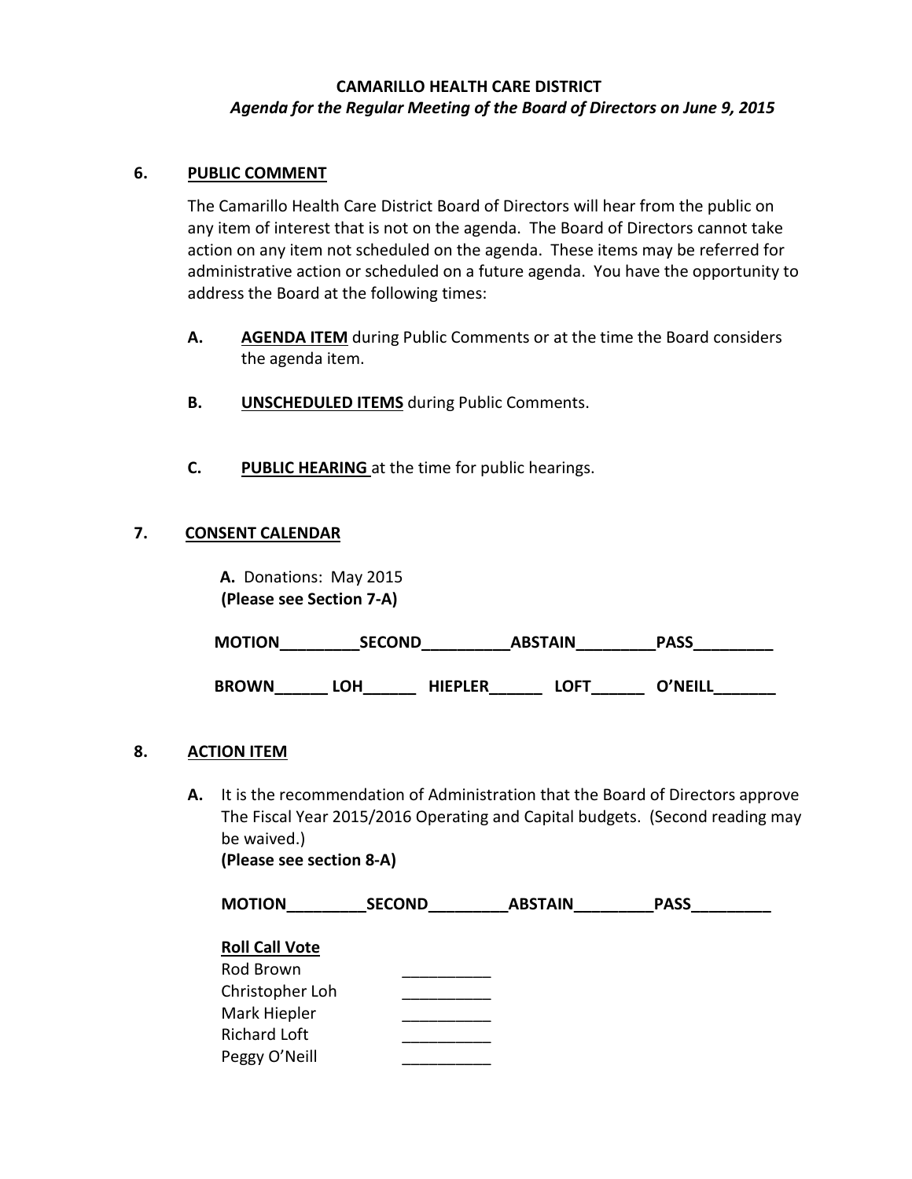**CAMARILLO HEALTH CARE DISTRICT**

***Agenda for the Regular Meeting of the Board of Directors on June 9, 2015***

## 6. PUBLIC COMMENT

The Camarillo Health Care District Board of Directors will hear from the public on any item of interest that is not on the agenda. The Board of Directors cannot take action on any item not scheduled on the agenda. These items may be referred for administrative action or scheduled on a future agenda. You have the opportunity to address the Board at the following times:

**A.** **AGENDA ITEM** during Public Comments or at the time the Board considers the agenda item.

**B.** **UNSCHEDULED ITEMS** during Public Comments.

**C.** **PUBLIC HEARING** at the time for public hearings.

## 7. CONSENT CALENDAR

**A.** Donations: May 2015
**(Please see Section 7-A)**

**MOTION**_________**SECOND**__________**ABSTAIN**_________**PASS**_________

**BROWN**______ **LOH**______ **HIEPLER**______ **LOFT**______ **O'NEILL**_______

## 8. ACTION ITEM

**A.** It is the recommendation of Administration that the Board of Directors approve The Fiscal Year 2015/2016 Operating and Capital budgets. (Second reading may be waived.)
**(Please see section 8-A)**

**MOTION**_________**SECOND**_________**ABSTAIN**_________**PASS**_________

**Roll Call Vote**

Rod Brown __________
Christopher Loh __________
Mark Hiepler __________
Richard Loft __________
Peggy O'Neill __________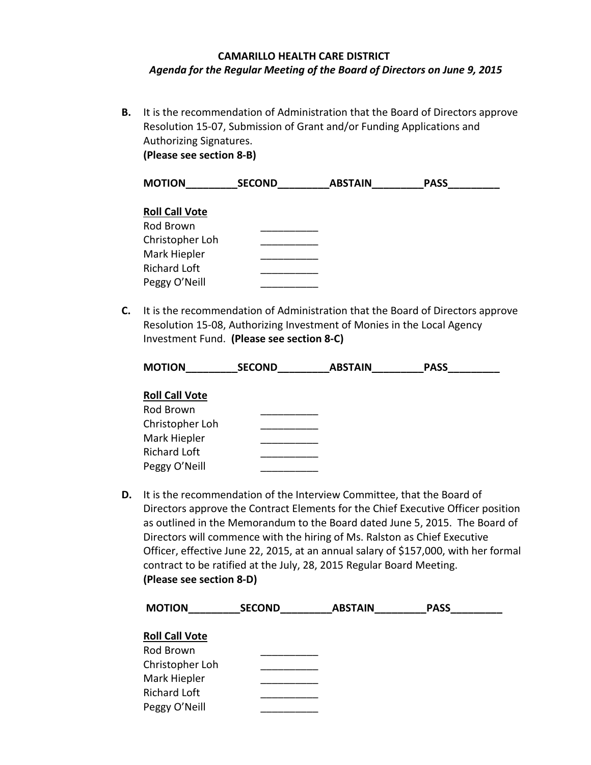**CAMARILLO HEALTH CARE DISTRICT**

***Agenda for the Regular Meeting of the Board of Directors on June 9, 2015***

**B.** It is the recommendation of Administration that the Board of Directors approve Resolution 15-07, Submission of Grant and/or Funding Applications and Authorizing Signatures.
**(Please see section 8-B)**

**MOTION_________SECOND_________ABSTAIN_________PASS_________**

<u>**Roll Call Vote**</u>

Rod Brown __________
Christopher Loh __________
Mark Hiepler __________
Richard Loft __________
Peggy O'Neill __________

**C.** It is the recommendation of Administration that the Board of Directors approve Resolution 15-08, Authorizing Investment of Monies in the Local Agency Investment Fund. **(Please see section 8-C)**

**MOTION_________SECOND_________ABSTAIN_________PASS_________**

<u>**Roll Call Vote**</u>

Rod Brown __________
Christopher Loh __________
Mark Hiepler __________
Richard Loft __________
Peggy O'Neill __________

**D.** It is the recommendation of the Interview Committee, that the Board of Directors approve the Contract Elements for the Chief Executive Officer position as outlined in the Memorandum to the Board dated June 5, 2015. The Board of Directors will commence with the hiring of Ms. Ralston as Chief Executive Officer, effective June 22, 2015, at an annual salary of $157,000, with her formal contract to be ratified at the July, 28, 2015 Regular Board Meeting.
**(Please see section 8-D)**

**MOTION_________SECOND_________ABSTAIN_________PASS_________**

<u>**Roll Call Vote**</u>

Rod Brown __________
Christopher Loh __________
Mark Hiepler __________
Richard Loft __________
Peggy O'Neill __________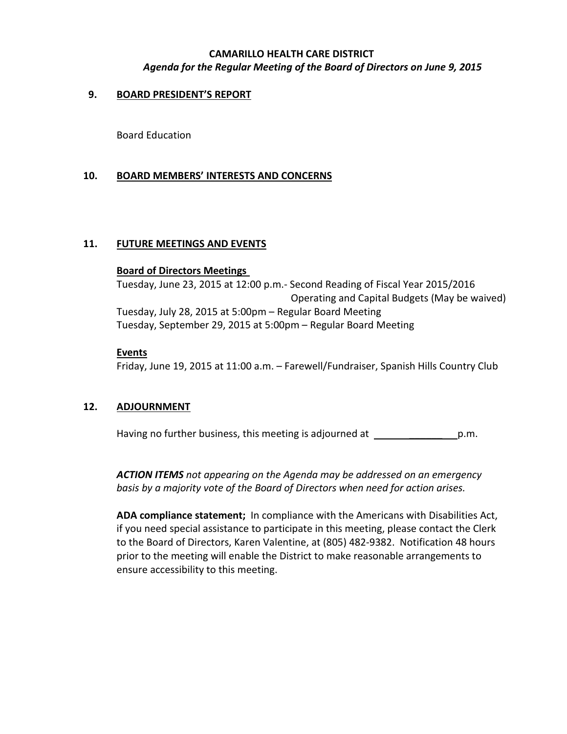**CAMARILLO HEALTH CARE DISTRICT**
***Agenda for the Regular Meeting of the Board of Directors on June 9, 2015***

## 9. BOARD PRESIDENT'S REPORT

Board Education

## 10. BOARD MEMBERS' INTERESTS AND CONCERNS

## 11. FUTURE MEETINGS AND EVENTS

**Board of Directors Meetings**

Tuesday, June 23, 2015 at 12:00 p.m.- Second Reading of Fiscal Year 2015/2016 Operating and Capital Budgets (May be waived)
Tuesday, July 28, 2015 at 5:00pm – Regular Board Meeting
Tuesday, September 29, 2015 at 5:00pm – Regular Board Meeting

**Events**

Friday, June 19, 2015 at 11:00 a.m. – Farewell/Fundraiser, Spanish Hills Country Club

## 12. ADJOURNMENT

Having no further business, this meeting is adjourned at ______________ p.m.

***ACTION ITEMS** not appearing on the Agenda may be addressed on an emergency basis by a majority vote of the Board of Directors when need for action arises.*

**ADA compliance statement;** In compliance with the Americans with Disabilities Act, if you need special assistance to participate in this meeting, please contact the Clerk to the Board of Directors, Karen Valentine, at (805) 482-9382. Notification 48 hours prior to the meeting will enable the District to make reasonable arrangements to ensure accessibility to this meeting.